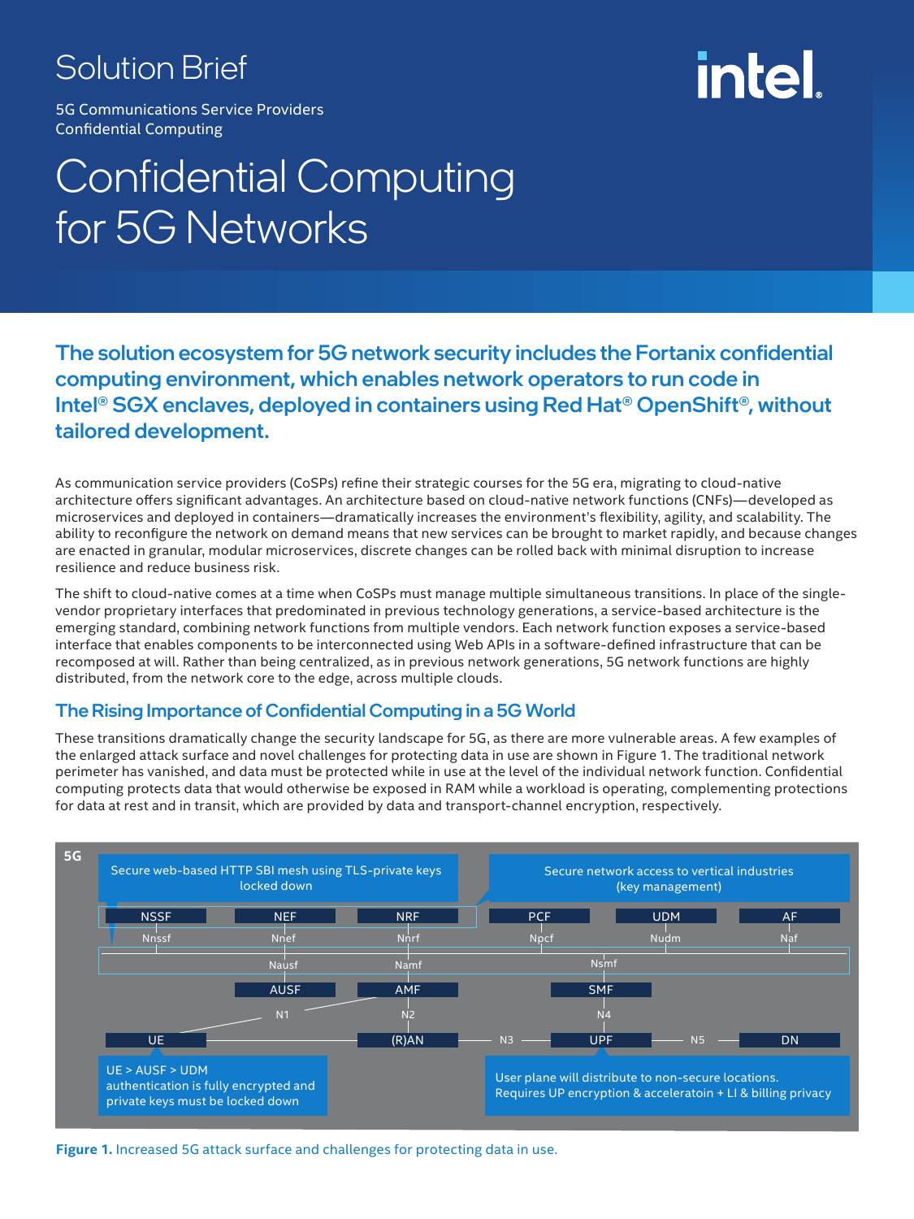Solution Brief

5G Communications Service Providers
Confidential Computing

# Confidential Computing for 5G Networks

**The solution ecosystem for 5G network security includes the Fortanix confidential computing environment, which enables network operators to run code in Intel® SGX enclaves, deployed in containers using Red Hat® OpenShift®, without tailored development.**

As communication service providers (CoSPs) refine their strategic courses for the 5G era, migrating to cloud-native architecture offers significant advantages. An architecture based on cloud-native network functions (CNFs)—developed as microservices and deployed in containers—dramatically increases the environment's flexibility, agility, and scalability. The ability to reconfigure the network on demand means that new services can be brought to market rapidly, and because changes are enacted in granular, modular microservices, discrete changes can be rolled back with minimal disruption to increase resilience and reduce business risk.

The shift to cloud-native comes at a time when CoSPs must manage multiple simultaneous transitions. In place of the single-vendor proprietary interfaces that predominated in previous technology generations, a service-based architecture is the emerging standard, combining network functions from multiple vendors. Each network function exposes a service-based interface that enables components to be interconnected using Web APIs in a software-defined infrastructure that can be recomposed at will. Rather than being centralized, as in previous network generations, 5G network functions are highly distributed, from the network core to the edge, across multiple clouds.

## The Rising Importance of Confidential Computing in a 5G World

These transitions dramatically change the security landscape for 5G, as there are more vulnerable areas. A few examples of the enlarged attack surface and novel challenges for protecting data in use are shown in Figure 1. The traditional network perimeter has vanished, and data must be protected while in use at the level of the individual network function. Confidential computing protects data that would otherwise be exposed in RAM while a workload is operating, complementing protections for data at rest and in transit, which are provided by data and transport-channel encryption, respectively.

**Figure 1.** Increased 5G attack surface and challenges for protecting data in use.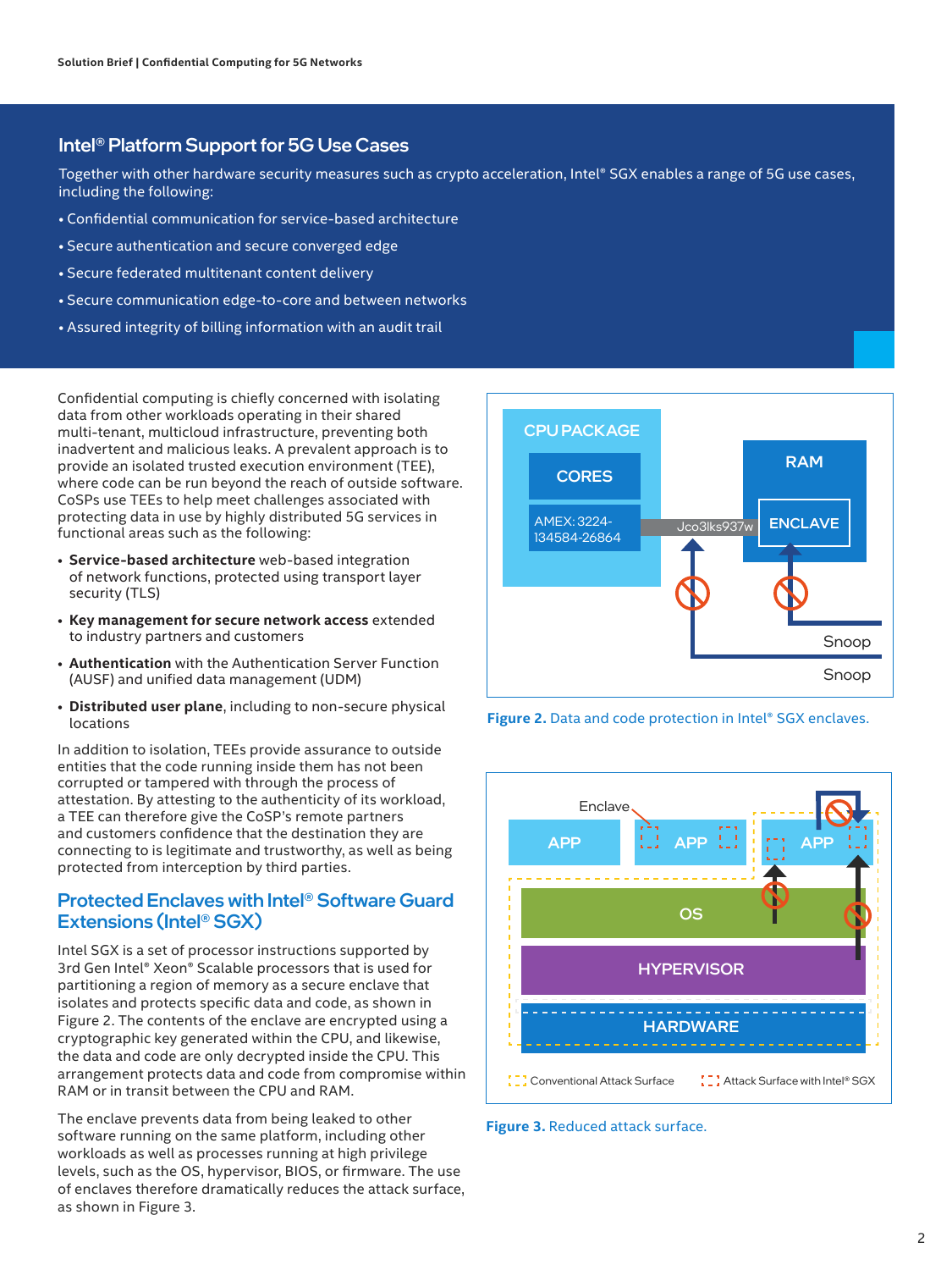## Intel® Platform Support for 5G Use Cases

Together with other hardware security measures such as crypto acceleration, Intel® SGX enables a range of 5G use cases, including the following:

- Confidential communication for service-based architecture
- Secure authentication and secure converged edge
- Secure federated multitenant content delivery
- Secure communication edge-to-core and between networks
- Assured integrity of billing information with an audit trail

Confidential computing is chiefly concerned with isolating data from other workloads operating in their shared multi-tenant, multicloud infrastructure, preventing both inadvertent and malicious leaks. A prevalent approach is to provide an isolated trusted execution environment (TEE), where code can be run beyond the reach of outside software. CoSPs use TEEs to help meet challenges associated with protecting data in use by highly distributed 5G services in functional areas such as the following:

- **Service-based architecture** web-based integration of network functions, protected using transport layer security (TLS)
- **Key management for secure network access** extended to industry partners and customers
- **Authentication** with the Authentication Server Function (AUSF) and unified data management (UDM)
- **Distributed user plane**, including to non-secure physical locations

In addition to isolation, TEEs provide assurance to outside entities that the code running inside them has not been corrupted or tampered with through the process of attestation. By attesting to the authenticity of its workload, a TEE can therefore give the CoSP's remote partners and customers confidence that the destination they are connecting to is legitimate and trustworthy, as well as being protected from interception by third parties.

## Protected Enclaves with Intel® Software Guard Extensions (Intel® SGX)

Intel SGX is a set of processor instructions supported by 3rd Gen Intel® Xeon® Scalable processors that is used for partitioning a region of memory as a secure enclave that isolates and protects specific data and code, as shown in Figure 2. The contents of the enclave are encrypted using a cryptographic key generated within the CPU, and likewise, the data and code are only decrypted inside the CPU. This arrangement protects data and code from compromise within RAM or in transit between the CPU and RAM.

**Figure 2.** Data and code protection in Intel® SGX enclaves.

The enclave prevents data from being leaked to other software running on the same platform, including other workloads as well as processes running at high privilege levels, such as the OS, hypervisor, BIOS, or firmware. The use of enclaves therefore dramatically reduces the attack surface, as shown in Figure 3.

**Figure 3.** Reduced attack surface.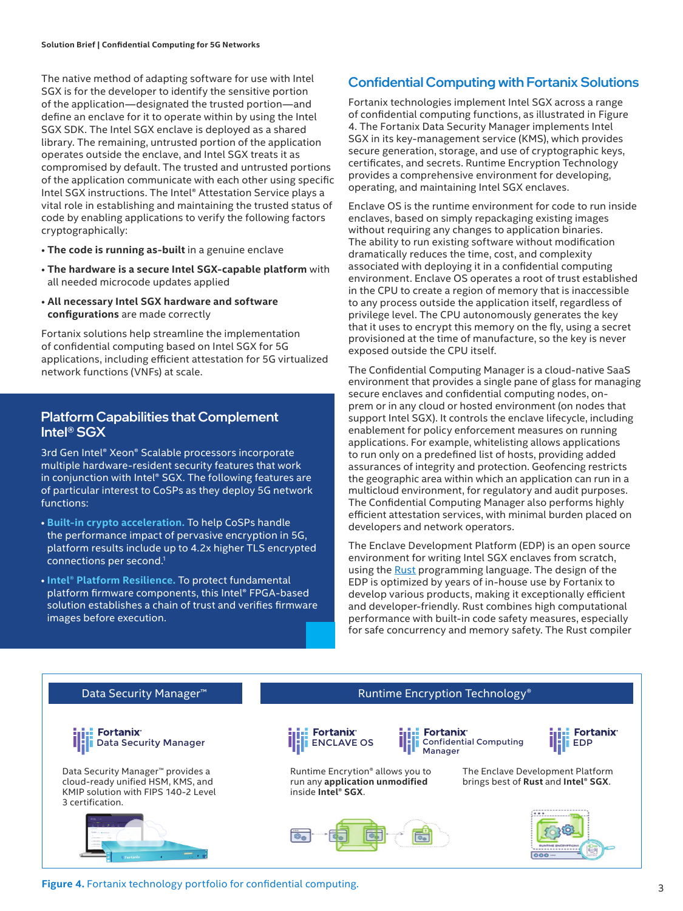The native method of adapting software for use with Intel SGX is for the developer to identify the sensitive portion of the application—designated the trusted portion—and define an enclave for it to operate within by using the Intel SGX SDK. The Intel SGX enclave is deployed as a shared library. The remaining, untrusted portion of the application operates outside the enclave, and Intel SGX treats it as compromised by default. The trusted and untrusted portions of the application communicate with each other using specific Intel SGX instructions. The Intel® Attestation Service plays a vital role in establishing and maintaining the trusted status of code by enabling applications to verify the following factors cryptographically:

- **The code is running as-built** in a genuine enclave
- **The hardware is a secure Intel SGX-capable platform** with all needed microcode updates applied
- **All necessary Intel SGX hardware and software configurations** are made correctly

Fortanix solutions help streamline the implementation of confidential computing based on Intel SGX for 5G applications, including efficient attestation for 5G virtualized network functions (VNFs) at scale.

## Platform Capabilities that Complement Intel® SGX

3rd Gen Intel® Xeon® Scalable processors incorporate multiple hardware-resident security features that work in conjunction with Intel® SGX. The following features are of particular interest to CoSPs as they deploy 5G network functions:

- **Built-in crypto acceleration.** To help CoSPs handle the performance impact of pervasive encryption in 5G, platform results include up to 4.2x higher TLS encrypted connections per second.[1]
- **Intel® Platform Resilience.** To protect fundamental platform firmware components, this Intel® FPGA-based solution establishes a chain of trust and verifies firmware images before execution.

## Confidential Computing with Fortanix Solutions

Fortanix technologies implement Intel SGX across a range of confidential computing functions, as illustrated in Figure 4. The Fortanix Data Security Manager implements Intel SGX in its key-management service (KMS), which provides secure generation, storage, and use of cryptographic keys, certificates, and secrets. Runtime Encryption Technology provides a comprehensive environment for developing, operating, and maintaining Intel SGX enclaves.

Enclave OS is the runtime environment for code to run inside enclaves, based on simply repackaging existing images without requiring any changes to application binaries. The ability to run existing software without modification dramatically reduces the time, cost, and complexity associated with deploying it in a confidential computing environment. Enclave OS operates a root of trust established in the CPU to create a region of memory that is inaccessible to any process outside the application itself, regardless of privilege level. The CPU autonomously generates the key that it uses to encrypt this memory on the fly, using a secret provisioned at the time of manufacture, so the key is never exposed outside the CPU itself.

The Confidential Computing Manager is a cloud-native SaaS environment that provides a single pane of glass for managing secure enclaves and confidential computing nodes, on-prem or in any cloud or hosted environment (on nodes that support Intel SGX). It controls the enclave lifecycle, including enablement for policy enforcement measures on running applications. For example, whitelisting allows applications to run only on a predefined list of hosts, providing added assurances of integrity and protection. Geofencing restricts the geographic area within which an application can run in a multicloud environment, for regulatory and audit purposes. The Confidential Computing Manager also performs highly efficient attestation services, with minimal burden placed on developers and network operators.

The Enclave Development Platform (EDP) is an open source environment for writing Intel SGX enclaves from scratch, using the Rust programming language. The design of the EDP is optimized by years of in-house use by Fortanix to develop various products, making it exceptionally efficient and developer-friendly. Rust combines high computational performance with built-in code safety measures, especially for safe concurrency and memory safety. The Rust compiler

**Data Security Manager™**

Fortanix Data Security Manager

Data Security Manager™ provides a cloud-ready unified HSM, KMS, and KMIP solution with FIPS 140-2 Level 3 certification.

**Runtime Encryption Technology®**

Fortanix ENCLAVE OS

Fortanix Confidential Computing Manager

Runtime Encryption® allows you to run any **application unmodified** inside **Intel® SGX**.

Fortanix EDP

The Enclave Development Platform brings best of **Rust** and **Intel® SGX**.

**Figure 4.** Fortanix technology portfolio for confidential computing.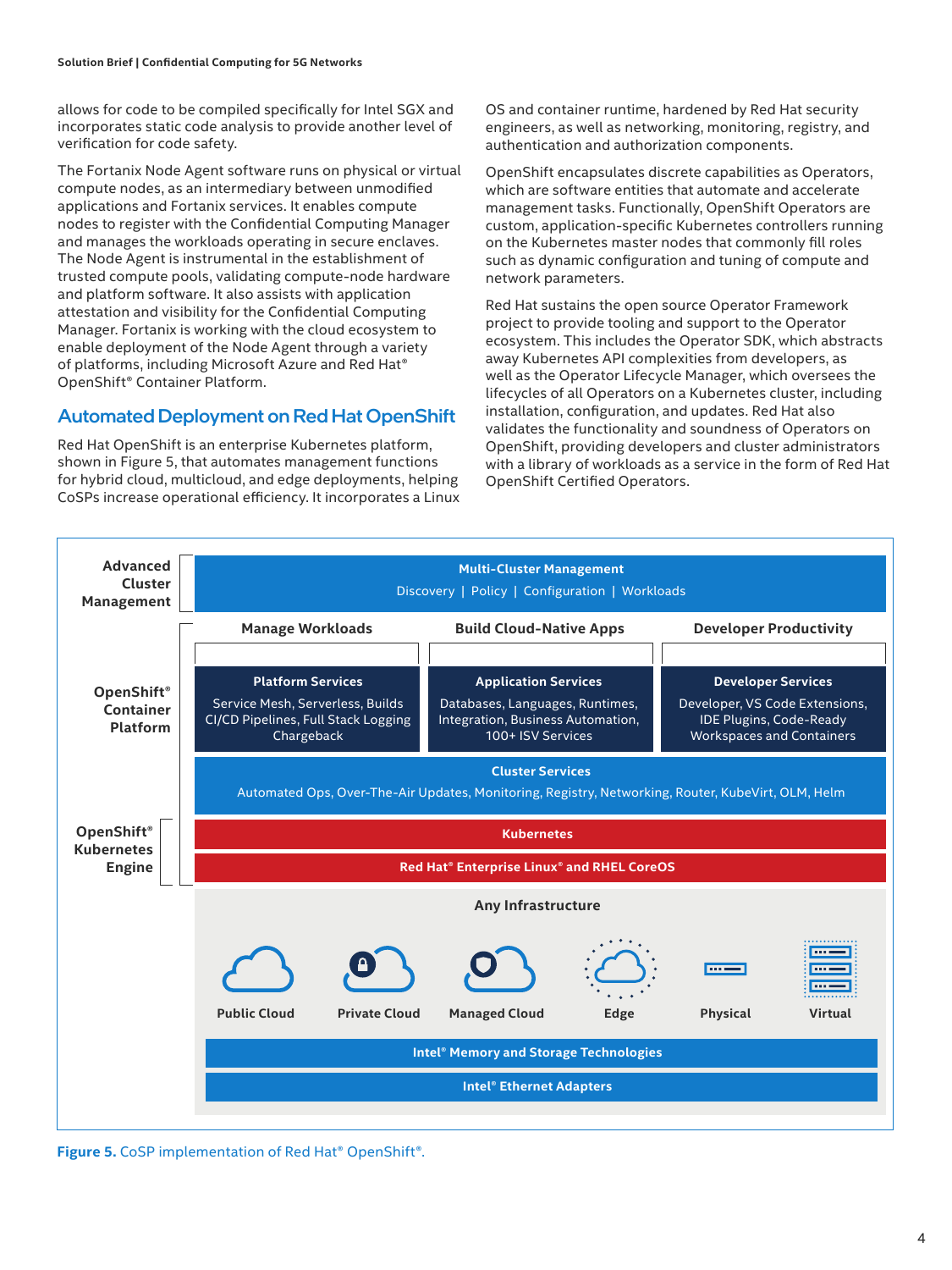allows for code to be compiled specifically for Intel SGX and incorporates static code analysis to provide another level of verification for code safety.

The Fortanix Node Agent software runs on physical or virtual compute nodes, as an intermediary between unmodified applications and Fortanix services. It enables compute nodes to register with the Confidential Computing Manager and manages the workloads operating in secure enclaves. The Node Agent is instrumental in the establishment of trusted compute pools, validating compute-node hardware and platform software. It also assists with application attestation and visibility for the Confidential Computing Manager. Fortanix is working with the cloud ecosystem to enable deployment of the Node Agent through a variety of platforms, including Microsoft Azure and Red Hat® OpenShift® Container Platform.

## Automated Deployment on Red Hat OpenShift

Red Hat OpenShift is an enterprise Kubernetes platform, shown in Figure 5, that automates management functions for hybrid cloud, multicloud, and edge deployments, helping CoSPs increase operational efficiency. It incorporates a Linux OS and container runtime, hardened by Red Hat security engineers, as well as networking, monitoring, registry, and authentication and authorization components.

OpenShift encapsulates discrete capabilities as Operators, which are software entities that automate and accelerate management tasks. Functionally, OpenShift Operators are custom, application-specific Kubernetes controllers running on the Kubernetes master nodes that commonly fill roles such as dynamic configuration and tuning of compute and network parameters.

Red Hat sustains the open source Operator Framework project to provide tooling and support to the Operator ecosystem. This includes the Operator SDK, which abstracts away Kubernetes API complexities from developers, as well as the Operator Lifecycle Manager, which oversees the lifecycles of all Operators on a Kubernetes cluster, including installation, configuration, and updates. Red Hat also validates the functionality and soundness of Operators on OpenShift, providing developers and cluster administrators with a library of workloads as a service in the form of Red Hat OpenShift Certified Operators.

**Advanced Cluster Management**

- **Multi-Cluster Management**: Discovery | Policy | Configuration | Workloads

**OpenShift® Container Platform**

| Manage Workloads | Build Cloud-Native Apps | Developer Productivity |
| --- | --- | --- |
| **Platform Services**: Service Mesh, Serverless, Builds CI/CD Pipelines, Full Stack Logging Chargeback | **Application Services**: Databases, Languages, Runtimes, Integration, Business Automation, 100+ ISV Services | **Developer Services**: Developer, VS Code Extensions, IDE Plugins, Code-Ready Workspaces and Containers |

- **Cluster Services**: Automated Ops, Over-The-Air Updates, Monitoring, Registry, Networking, Router, KubeVirt, OLM, Helm

**OpenShift® Kubernetes Engine**

- **Kubernetes**
- **Red Hat® Enterprise Linux® and RHEL CoreOS**

**Any Infrastructure**: Public Cloud, Private Cloud, Managed Cloud, Edge, Physical, Virtual

- **Intel® Memory and Storage Technologies**
- **Intel® Ethernet Adapters**

**Figure 5.** CoSP implementation of Red Hat® OpenShift®.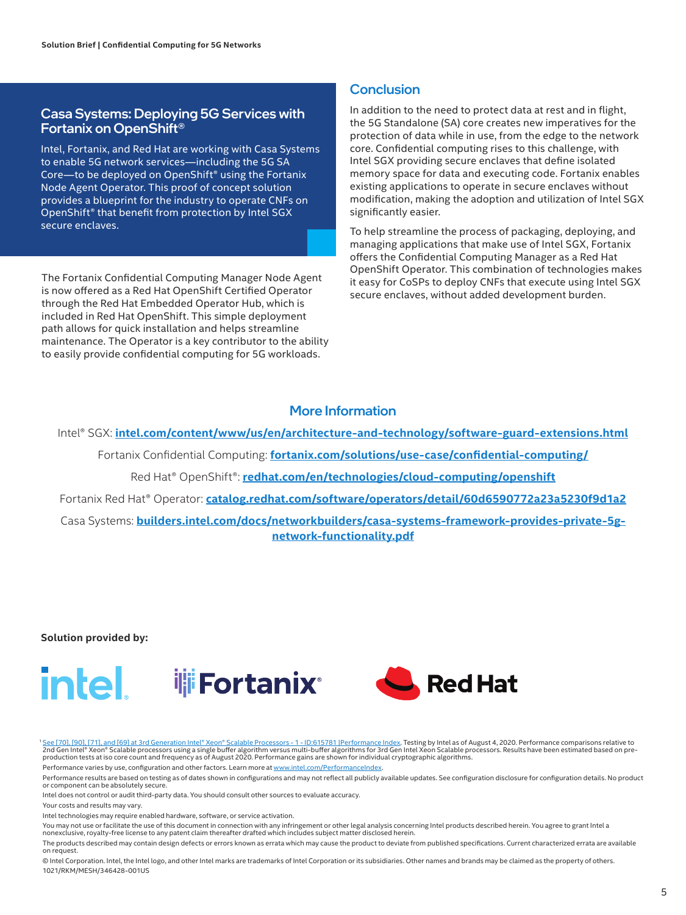## Casa Systems: Deploying 5G Services with Fortanix on OpenShift®

Intel, Fortanix, and Red Hat are working with Casa Systems to enable 5G network services—including the 5G SA Core—to be deployed on OpenShift® using the Fortanix Node Agent Operator. This proof of concept solution provides a blueprint for the industry to operate CNFs on OpenShift® that benefit from protection by Intel SGX secure enclaves.

The Fortanix Confidential Computing Manager Node Agent is now offered as a Red Hat OpenShift Certified Operator through the Red Hat Embedded Operator Hub, which is included in Red Hat OpenShift. This simple deployment path allows for quick installation and helps streamline maintenance. The Operator is a key contributor to the ability to easily provide confidential computing for 5G workloads.

## Conclusion

In addition to the need to protect data at rest and in flight, the 5G Standalone (SA) core creates new imperatives for the protection of data while in use, from the edge to the network core. Confidential computing rises to this challenge, with Intel SGX providing secure enclaves that define isolated memory space for data and executing code. Fortanix enables existing applications to operate in secure enclaves without modification, making the adoption and utilization of Intel SGX significantly easier.

To help streamline the process of packaging, deploying, and managing applications that make use of Intel SGX, Fortanix offers the Confidential Computing Manager as a Red Hat OpenShift Operator. This combination of technologies makes it easy for CoSPs to deploy CNFs that execute using Intel SGX secure enclaves, without added development burden.

## More Information

Intel® SGX: **intel.com/content/www/us/en/architecture-and-technology/software-guard-extensions.html**

Fortanix Confidential Computing: **fortanix.com/solutions/use-case/confidential-computing/**

Red Hat® OpenShift®: **redhat.com/en/technologies/cloud-computing/openshift**

Fortanix Red Hat® Operator: **catalog.redhat.com/software/operators/detail/60d6590772a23a5230f9d1a2**

Casa Systems: **builders.intel.com/docs/networkbuilders/casa-systems-framework-provides-private-5g-network-functionality.pdf**

**Solution provided by:**

intel. Fortanix® Red Hat

[1] See [70], [90], [71], and [69] at 3rd Generation Intel® Xeon® Scalable Processors - 1 - ID:615781 |Performance Index. Testing by Intel as of August 4, 2020. Performance comparisons relative to 2nd Gen Intel® Xeon® Scalable processors using a single buffer algorithm versus multi-buffer algorithms for 3rd Gen Intel Xeon Scalable processors. Results have been estimated based on pre-production tests at iso core count and frequency as of August 2020. Performance gains are shown for individual cryptographic algorithms.

Performance varies by use, configuration and other factors. Learn more at www.intel.com/PerformanceIndex.

Performance results are based on testing as of dates shown in configurations and may not reflect all publicly available updates. See configuration disclosure for configuration details. No product or component can be absolutely secure.

Intel does not control or audit third-party data. You should consult other sources to evaluate accuracy.

Your costs and results may vary.

Intel technologies may require enabled hardware, software, or service activation.

You may not use or facilitate the use of this document in connection with any infringement or other legal analysis concerning Intel products described herein. You agree to grant Intel a nonexclusive, royalty-free license to any patent claim thereafter drafted which includes subject matter disclosed herein.

The products described may contain design defects or errors known as errata which may cause the product to deviate from published specifications. Current characterized errata are available on request.

© Intel Corporation. Intel, the Intel logo, and other Intel marks are trademarks of Intel Corporation or its subsidiaries. Other names and brands may be claimed as the property of others.
1021/RKM/MESH/346428-001US